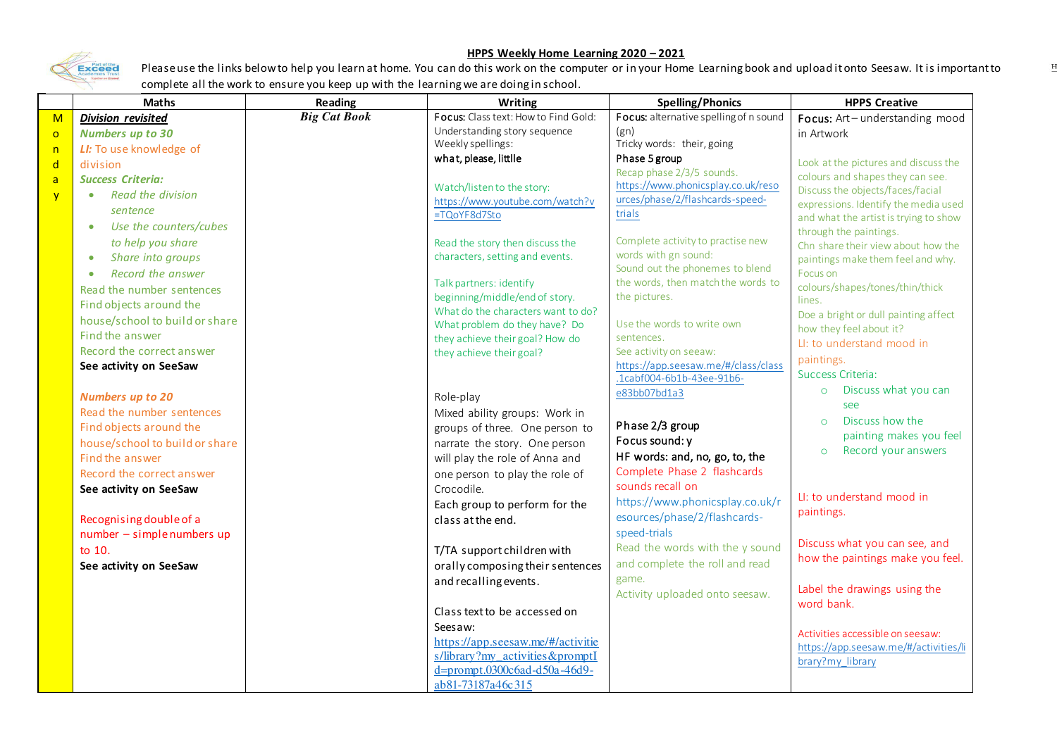# HPPS Weekly Home Learning 2020 – 2021

Please use the links below to help you learn at home. You can do this work on the computer or in your Home Learning book and upload it onto Seesaw. It is important to complete all the work to ensure you keep up with the learning we are doing in school.

| | Maths | Reading | Writing | Spelling/Phonics | HPPS Creative |
|---|---|---|---|---|---|
| Monday | ***Division revisited*** <br> ***Numbers up to 30*** <br> ***LI:*** To use knowledge of division <br> ***Success Criteria:*** <br> • *Read the division sentence* <br> • *Use the counters/cubes to help you share* <br> • *Share into groups* <br> • *Record the answer* <br> Read the number sentences <br> Find objects around the house/school to build or share <br> Find the answer <br> Record the correct answer <br> **See activity on SeeSaw** <br><br> ***Numbers up to 20*** <br> Read the number sentences <br> Find objects around the house/school to build or share <br> Find the answer <br> Record the correct answer <br> **See activity on SeeSaw** <br><br> Recognising double of a number – simple numbers up to 10. <br> **See activity on SeeSaw** | ***Big Cat Book*** | Focus: Class text: How to Find Gold: Understanding story sequence <br> Weekly spellings: <br> what, please, littlle <br><br> Watch/listen to the story: <br> https://www.youtube.com/watch?v=TQoYF8d7Sto <br><br> Read the story then discuss the characters, setting and events. <br><br> Talk partners: identify beginning/middle/end of story. <br> What do the characters want to do? What problem do they have? Do they achieve their goal? How do they achieve their goal? <br><br> Role-play <br> Mixed ability groups: Work in groups of three. One person to narrate the story. One person will play the role of Anna and one person to play the role of Crocodile. <br> Each group to perform for the class at the end. <br><br> T/TA support children with orally composing their sentences and recalling events. <br><br> Class text to be accessed on Seesaw: <br> https://app.seesaw.me/#/activities/library?my_activities&promptId=prompt.0300c6ad-d50a-46d9-ab81-73187a46c315 | Focus: alternative spelling of n sound (gn) <br> Tricky words: their, going <br> Phase 5 group <br> Recap phase 2/3/5 sounds. <br> https://www.phonicsplay.co.uk/resources/phase/2/flashcards-speed-trials <br><br> Complete activity to practise new words with gn sound: <br> Sound out the phonemes to blend the words, then match the words to the pictures. <br><br> Use the words to write own sentences. <br> See activity on seeaw: <br> https://app.seesaw.me/#/class/class.1cabf004-6b1b-43ee-91b6-e83bb07bd1a3 <br><br> Phase 2/3 group <br> Focus sound: y <br> HF words: and, no, go, to, the <br> Complete Phase 2 flashcards sounds recall on <br> https://www.phonicsplay.co.uk/resources/phase/2/flashcards-speed-trials <br> Read the words with the y sound and complete the roll and read game. <br> Activity uploaded onto seesaw. | Focus: Art – understanding mood in Artwork <br><br> Look at the pictures and discuss the colours and shapes they can see. Discuss the objects/faces/facial expressions. Identify the media used and what the artist is trying to show through the paintings. <br> Chn share their view about how the paintings make them feel and why. <br> Focus on colours/shapes/tones/thin/thick lines. <br> Doe a bright or dull painting affect how they feel about it? <br> LI: to understand mood in paintings. <br> Success Criteria: <br> ○ Discuss what you can see <br> ○ Discuss how the painting makes you feel <br> ○ Record your answers <br><br> LI: to understand mood in paintings. <br><br> Discuss what you can see, and how the paintings make you feel. <br><br> Label the drawings using the word bank. <br><br> Activities accessible on seesaw: <br> https://app.seesaw.me/#/activities/library?my_library |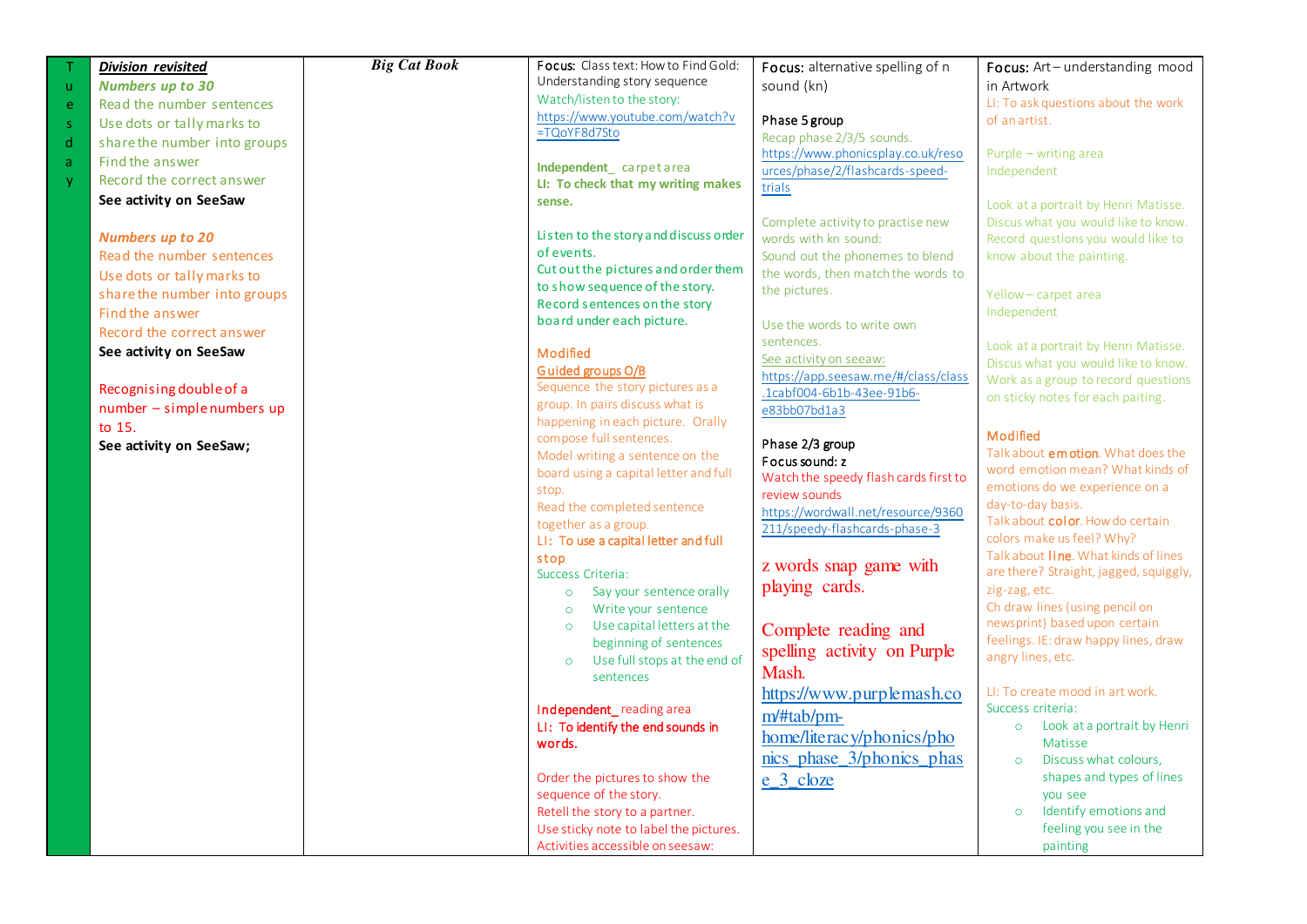| Tuesday | *Division revisited* | *Big Cat Book* | Focus: Class text: How to Find Gold: Understanding story sequence | Focus: alternative spelling of n sound (kn) | Focus: Art – understanding mood in Artwork |
|---|---|---|---|---|---|
| | ***Numbers up to 30***<br>Read the number sentences<br>Use dots or tally marks to share the number into groups<br>Find the answer<br>Record the correct answer<br>**See activity on SeeSaw**<br><br>***Numbers up to 20***<br>Read the number sentences<br>Use dots or tally marks to share the number into groups<br>Find the answer<br>Record the correct answer<br>**See activity on SeeSaw**<br><br>Recognising double of a number – simple numbers up to 15.<br>**See activity on SeeSaw;** | | Watch/listen to the story: https://www.youtube.com/watch?v=TQoYF8d7Sto<br><br>**Independent_** carpet area<br>**LI: To check that my writing makes sense.**<br><br>Listen to the story and discuss order of events.<br>Cut out the pictures and order them to show sequence of the story.<br>Record sentences on the story board under each picture.<br><br>Modified<br>Guided groups O/B<br>Sequence the story pictures as a group. In pairs discuss what is happening in each picture. Orally compose full sentences.<br>Model writing a sentence on the board using a capital letter and full stop.<br>Read the completed sentence together as a group.<br>LI: To use a capital letter and full stop<br>Success Criteria:<br>○ Say your sentence orally<br>○ Write your sentence<br>○ Use capital letters at the beginning of sentences<br>○ Use full stops at the end of sentences<br><br>**Independent_** reading area<br>**LI: To identify the end sounds in words.**<br><br>Order the pictures to show the sequence of the story.<br>Retell the story to a partner.<br>Use sticky note to label the pictures.<br>Activities accessible on seesaw: | Phase 5 group<br>Recap phase 2/3/5 sounds.<br>https://www.phonicsplay.co.uk/resources/phase/2/flashcards-speed-trials<br><br>Complete activity to practise new words with kn sound:<br>Sound out the phonemes to blend the words, then match the words to the pictures.<br><br>Use the words to write own sentences.<br>See activity on seeaw:<br>https://app.seesaw.me/#/class/class.1cabf004-6b1b-43ee-91b6-e83bb07bd1a3<br><br>Phase 2/3 group<br>Focus sound: z<br>Watch the speedy flash cards first to review sounds<br>https://wordwall.net/resource/9360211/speedy-flashcards-phase-3<br><br>z words snap game with playing cards.<br><br>Complete reading and spelling activity on Purple Mash.<br>https://www.purplemash.com/#tab/pm-home/literacy/phonics/phonics_phase_3/phonics_phase_3_cloze | LI: To ask questions about the work of an artist.<br><br>Purple – writing area<br>Independent<br><br>Look at a portrait by Henri Matisse. Discus what you would like to know. Record questions you would like to know about the painting.<br><br>Yellow – carpet area<br>Independent<br><br>Look at a portrait by Henri Matisse. Discus what you would like to know. Work as a group to record questions on sticky notes for each paiting.<br><br>Modified<br>Talk about **emotion**. What does the word emotion mean? What kinds of emotions do we experience on a day-to-day basis.<br>Talk about **color**. How do certain colors make us feel? Why?<br>Talk about **line**. What kinds of lines are there? Straight, jagged, squiggly, zig-zag, etc.<br>Ch draw lines (using pencil on newsprint) based upon certain feelings. IE: draw happy lines, draw angry lines, etc.<br><br>LI: To create mood in art work.<br>Success criteria:<br>○ Look at a portrait by Henri Matisse<br>○ Discuss what colours, shapes and types of lines you see<br>○ Identify emotions and feeling you see in the painting |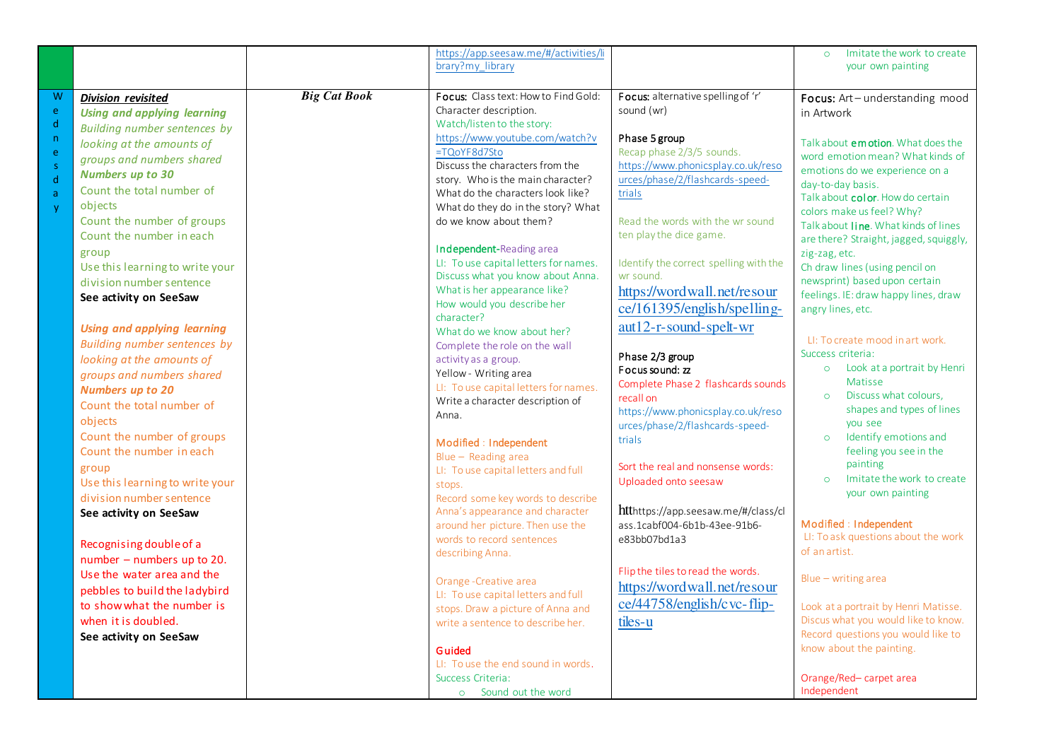| | | | | | |
|---|---|---|---|---|---|
| | | | https://app.seesaw.me/#/activities/library?my_library | | ○ Imitate the work to create your own painting |
| W e d n e s d a y | ***Division revisited***<br>***Using and applying learning***<br>*Building number sentences by looking at the amounts of groups and numbers shared*<br>***Numbers up to 30***<br>Count the total number of objects<br>Count the number of groups<br>Count the number in each group<br>Use this learning to write your division number sentence<br>**See activity on SeeSaw**<br><br>***Using and applying learning***<br>*Building number sentences by looking at the amounts of groups and numbers shared*<br>***Numbers up to 20***<br>Count the total number of objects<br>Count the number of groups<br>Count the number in each group<br>Use this learning to write your division number sentence<br>**See activity on SeeSaw**<br><br>Recognising double of a number – numbers up to 20. Use the water area and the pebbles to build the ladybird to show what the number is when it is doubled.<br>**See activity on SeeSaw** | ***Big Cat Book*** | Focus: Class text: How to Find Gold: Character description.<br>Watch/listen to the story: https://www.youtube.com/watch?v=TQoYF8d7Sto<br>Discuss the characters from the story. Who is the main character? What do the characters look like? What do they do in the story? What do we know about them?<br><br>Independent-Reading area<br>LI: To use capital letters for names.<br>Discuss what you know about Anna. What is her appearance like? How would you describe her character?<br>What do we know about her?<br>Complete the role on the wall activity as a group.<br>Yellow - Writing area<br>LI: To use capital letters for names.<br>Write a character description of Anna.<br><br>Modified : Independent<br>Blue – Reading area<br>LI: To use capital letters and full stops.<br>Record some key words to describe Anna's appearance and character around her picture. Then use the words to record sentences describing Anna.<br><br>Orange -Creative area<br>LI: To use capital letters and full stops. Draw a picture of Anna and write a sentence to describe her.<br><br>Guided<br>LI: To use the end sound in words.<br>Success Criteria:<br>○ Sound out the word | Focus: alternative spelling of 'r' sound (wr)<br><br>Phase 5 group<br>Recap phase 2/3/5 sounds. https://www.phonicsplay.co.uk/resources/phase/2/flashcards-speed-trials<br><br>Read the words with the wr sound ten play the dice game.<br><br>Identify the correct spelling with the wr sound.<br>https://wordwall.net/resource/161395/english/spelling-aut12-r-sound-spelt-wr<br><br>Phase 2/3 group<br>Focus sound: zz<br>Complete Phase 2 flashcards sounds recall on https://www.phonicsplay.co.uk/resources/phase/2/flashcards-speed-trials<br><br>Sort the real and nonsense words: Uploaded onto seesaw<br><br>htthttps://app.seesaw.me/#/class/class.1cabf004-6b1b-43ee-91b6-e83bb07bd1a3<br><br>Flip the tiles to read the words.<br>https://wordwall.net/resource/44758/english/cvc-flip-tiles-u | Focus: Art – understanding mood in Artwork<br><br>Talk about **emotion**. What does the word emotion mean? What kinds of emotions do we experience on a day-to-day basis.<br>Talk about **color**. How do certain colors make us feel? Why?<br>Talk about **line**. What kinds of lines are there? Straight, jagged, squiggly, zig-zag, etc.<br>Ch draw lines (using pencil on newsprint) based upon certain feelings. IE: draw happy lines, draw angry lines, etc.<br><br>LI: To create mood in art work.<br>Success criteria:<br>○ Look at a portrait by Henri Matisse<br>○ Discuss what colours, shapes and types of lines you see<br>○ Identify emotions and feeling you see in the painting<br>○ Imitate the work to create your own painting<br><br>Modified : Independent<br>LI: To ask questions about the work of an artist.<br><br>Blue – writing area<br><br>Look at a portrait by Henri Matisse. Discus what you would like to know. Record questions you would like to know about the painting.<br><br>Orange/Red– carpet area Independent |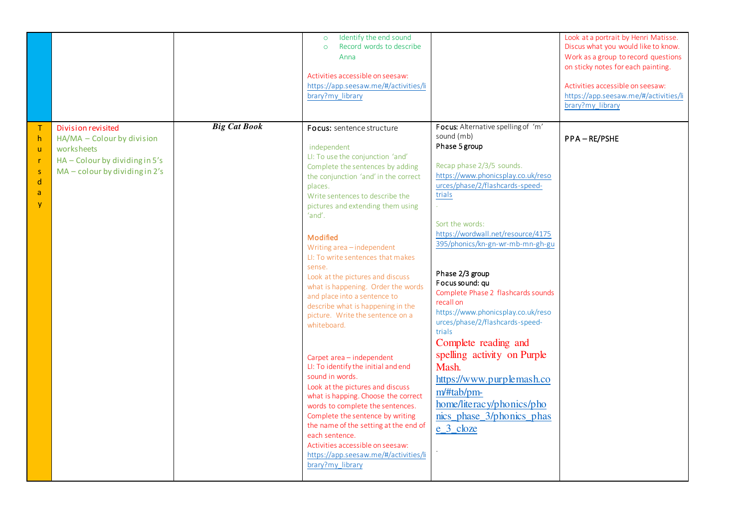| | | | | | |
|---|---|---|---|---|---|
| | | | ○ Identify the end sound<br>○ Record words to describe Anna<br><br>Activities accessible on seesaw: https://app.seesaw.me/#/activities/library?my_library | | Look at a portrait by Henri Matisse. Discus what you would like to know. Work as a group to record questions on sticky notes for each painting.<br><br>Activities accessible on seesaw: https://app.seesaw.me/#/activities/library?my_library |
| Thursday | Division revisited<br>HA/MA – Colour by division worksheets<br>HA – Colour by dividing in 5's<br>MA – colour by dividing in 2's | ***Big Cat Book*** | **Focus:** sentence structure<br><br>independent<br>LI: To use the conjunction 'and'<br>Complete the sentences by adding the conjunction 'and' in the correct places.<br>Write sentences to describe the pictures and extending them using 'and'.<br><br>Modified<br>Writing area – independent<br>LI: To write sentences that makes sense.<br>Look at the pictures and discuss what is happening. Order the words and place into a sentence to describe what is happening in the picture. Write the sentence on a whiteboard.<br><br>Carpet area – independent<br>LI: To identify the initial and end sound in words.<br>Look at the pictures and discuss what is happing. Choose the correct words to complete the sentences.<br>Complete the sentence by writing the name of the setting at the end of each sentence.<br>Activities accessible on seesaw: https://app.seesaw.me/#/activities/library?my_library | **Focus:** Alternative spelling of 'm' sound (mb)<br>**Phase 5 group**<br><br>Recap phase 2/3/5 sounds.<br>https://www.phonicsplay.co.uk/resources/phase/2/flashcards-speed-trials<br>.<br><br>Sort the words:<br>https://wordwall.net/resource/4175395/phonics/kn-gn-wr-mb-mn-gh-gu<br><br>**Phase 2/3 group**<br>**Focus sound: qu**<br>Complete Phase 2 flashcards sounds recall on<br>https://www.phonicsplay.co.uk/resources/phase/2/flashcards-speed-trials<br>Complete reading and spelling activity on Purple Mash.<br>https://www.purplemash.com/#tab/pm-home/literacy/phonics/phonics_phase_3/phonics_phase_3_cloze<br><br>. | PPA – RE/PSHE |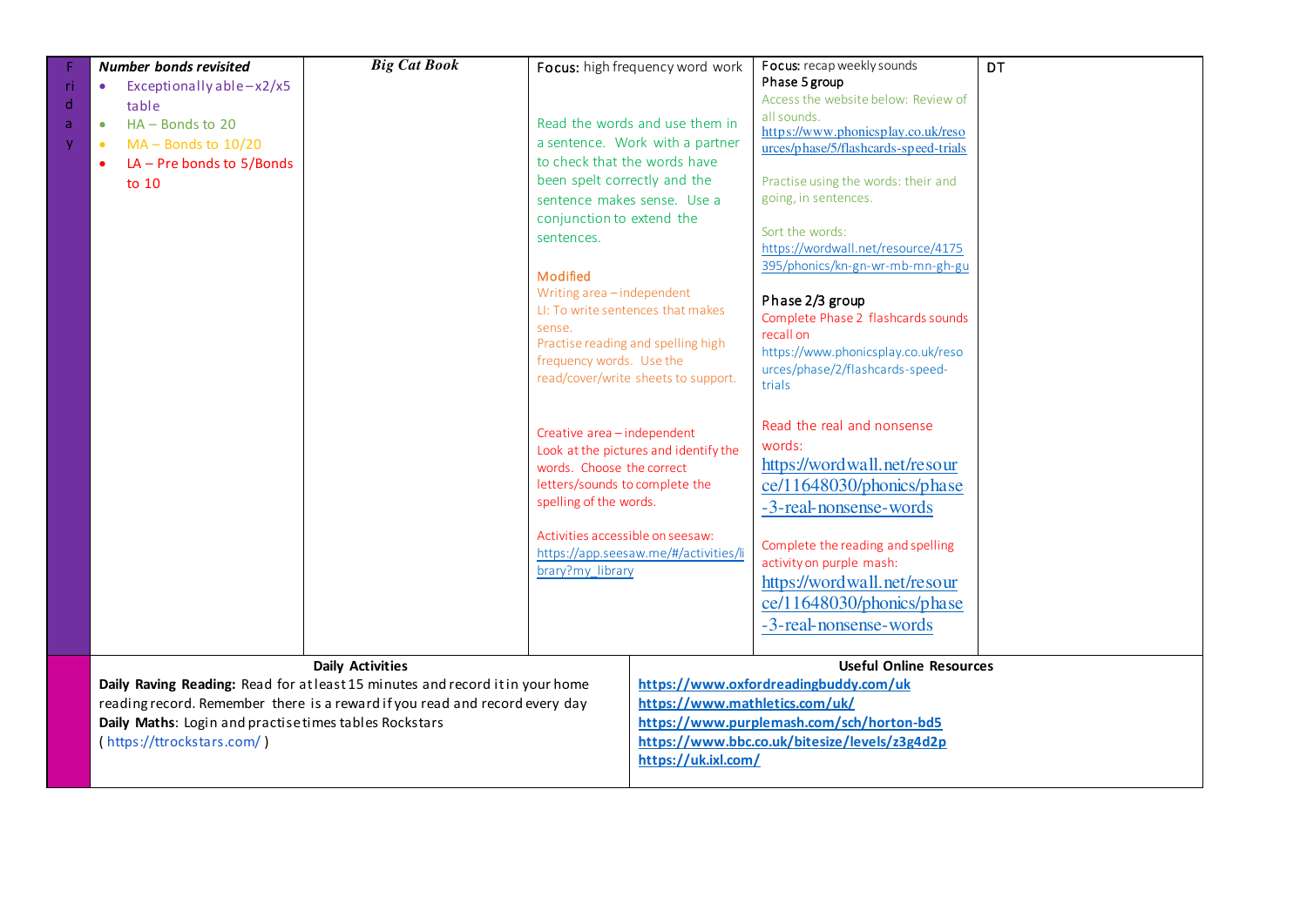| | | | | | |
|---|---|---|---|---|---|
| Friday | ***Number bonds revisited***<br>• Exceptionally able – x2/x5 table<br>• HA – Bonds to 20<br>• MA – Bonds to 10/20<br>• LA – Pre bonds to 5/Bonds to 10 | ***Big Cat Book*** | **Focus:** high frequency word work<br><br>Read the words and use them in a sentence. Work with a partner to check that the words have been spelt correctly and the sentence makes sense. Use a conjunction to extend the sentences.<br><br>**Modified**<br>Writing area – independent<br>LI: To write sentences that makes sense.<br>Practise reading and spelling high frequency words. Use the read/cover/write sheets to support.<br><br>Creative area – independent<br>Look at the pictures and identify the words. Choose the correct letters/sounds to complete the spelling of the words.<br><br>Activities accessible on seesaw: https://app.seesaw.me/#/activities/library?my_library | **Focus:** recap weekly sounds<br>**Phase 5 group**<br>Access the website below: Review of all sounds.<br>https://www.phonicsplay.co.uk/resources/phase/5/flashcards-speed-trials<br><br>Practise using the words: their and going, in sentences.<br><br>Sort the words:<br>https://wordwall.net/resource/4175395/phonics/kn-gn-wr-mb-mn-gh-gu<br><br>**Phase 2/3 group**<br>Complete Phase 2 flashcards sounds recall on<br>https://www.phonicsplay.co.uk/resources/phase/2/flashcards-speed-trials<br><br>Read the real and nonsense words:<br>https://wordwall.net/resource/11648030/phonics/phase-3-real-nonsense-words<br><br>Complete the reading and spelling activity on purple mash:<br>https://wordwall.net/resource/11648030/phonics/phase-3-real-nonsense-words | DT |

| | | |
|---|---|---|
| | **Daily Activities**<br>**Daily Raving Reading:** Read for at least 15 minutes and record it in your home reading record. Remember there is a reward if you read and record every day<br>**Daily Maths**: Login and practise times tables Rockstars<br>( https://ttrockstars.com/ ) | **Useful Online Resources**<br>**https://www.oxfordreadingbuddy.com/uk**<br>**https://www.mathletics.com/uk/**<br>**https://www.purplemash.com/sch/horton-bd5**<br>**https://www.bbc.co.uk/bitesize/levels/z3g4d2p**<br>**https://uk.ixl.com/** |